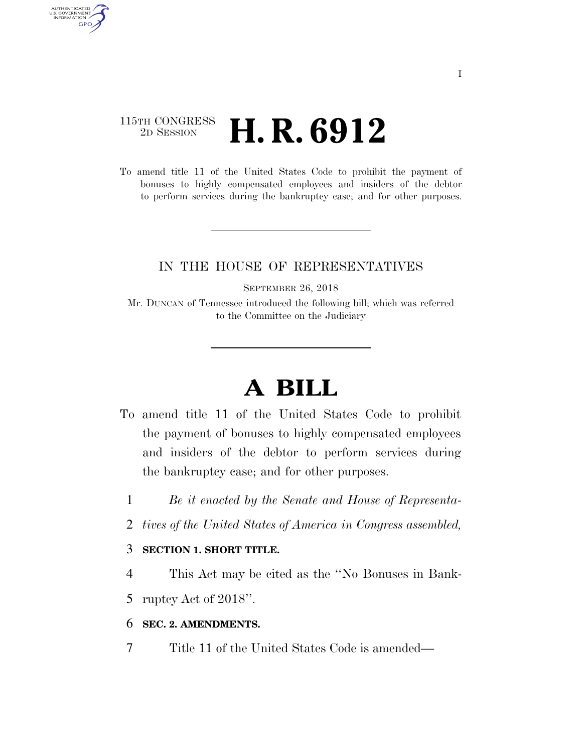115TH CONGRESS
2D SESSION

# H. R. 6912

To amend title 11 of the United States Code to prohibit the payment of bonuses to highly compensated employees and insiders of the debtor to perform services during the bankruptcy case; and for other purposes.

IN THE HOUSE OF REPRESENTATIVES

SEPTEMBER 26, 2018

Mr. DUNCAN of Tennessee introduced the following bill; which was referred to the Committee on the Judiciary

# A BILL

To amend title 11 of the United States Code to prohibit the payment of bonuses to highly compensated employees and insiders of the debtor to perform services during the bankruptcy case; and for other purposes.

1 *Be it enacted by the Senate and House of Representa-*
2 *tives of the United States of America in Congress assembled,*

3 **SECTION 1. SHORT TITLE.**

4 This Act may be cited as the ''No Bonuses in Bank-
5 ruptcy Act of 2018''.

6 **SEC. 2. AMENDMENTS.**

7 Title 11 of the United States Code is amended—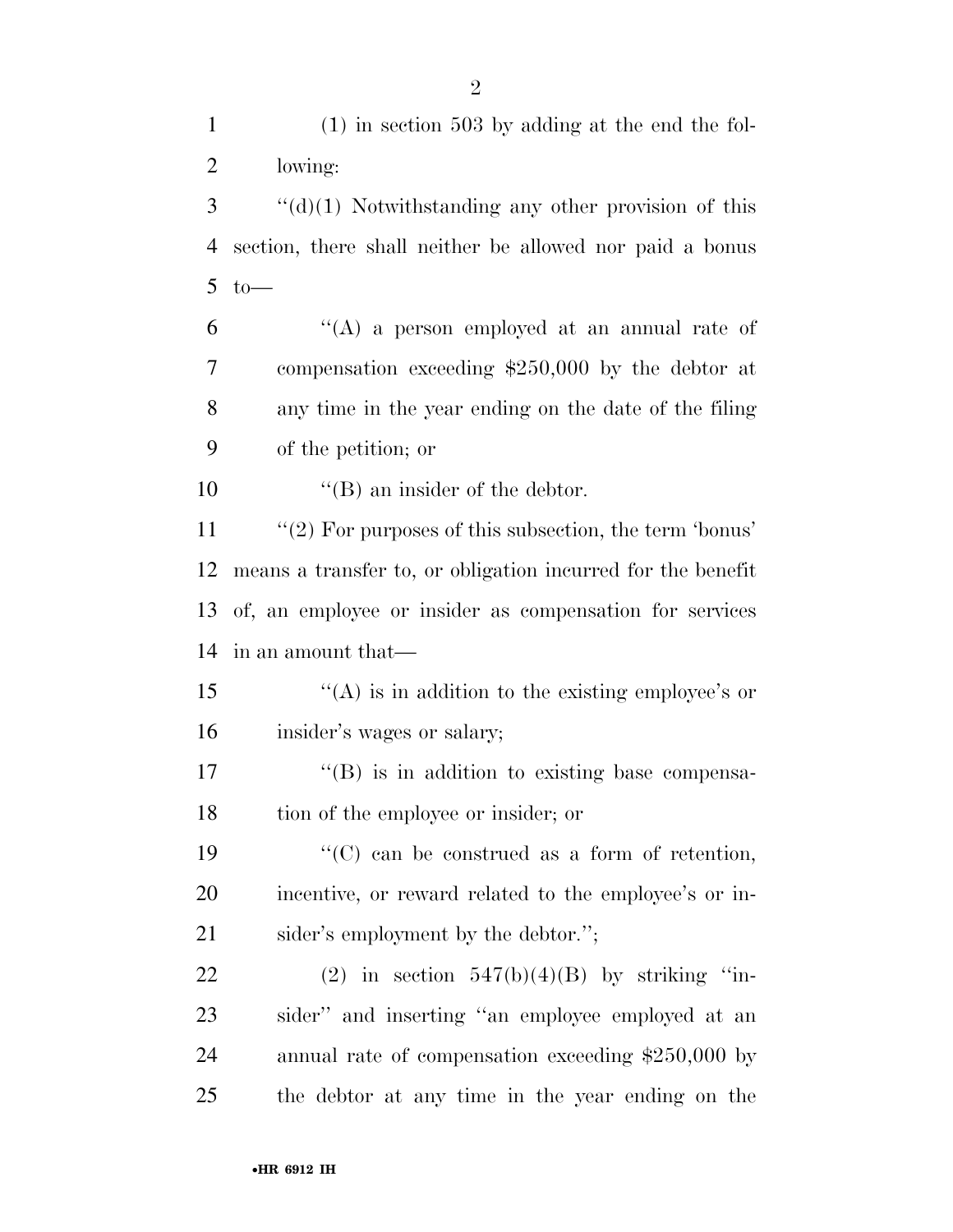(1) in section 503 by adding at the end the following:

"(d)(1) Notwithstanding any other provision of this section, there shall neither be allowed nor paid a bonus to—

"(A) a person employed at an annual rate of compensation exceeding $250,000 by the debtor at any time in the year ending on the date of the filing of the petition; or

"(B) an insider of the debtor.

"(2) For purposes of this subsection, the term 'bonus' means a transfer to, or obligation incurred for the benefit of, an employee or insider as compensation for services in an amount that—

"(A) is in addition to the existing employee's or insider's wages or salary;

"(B) is in addition to existing base compensation of the employee or insider; or

"(C) can be construed as a form of retention, incentive, or reward related to the employee's or insider's employment by the debtor.";

(2) in section 547(b)(4)(B) by striking "insider" and inserting "an employee employed at an annual rate of compensation exceeding $250,000 by the debtor at any time in the year ending on the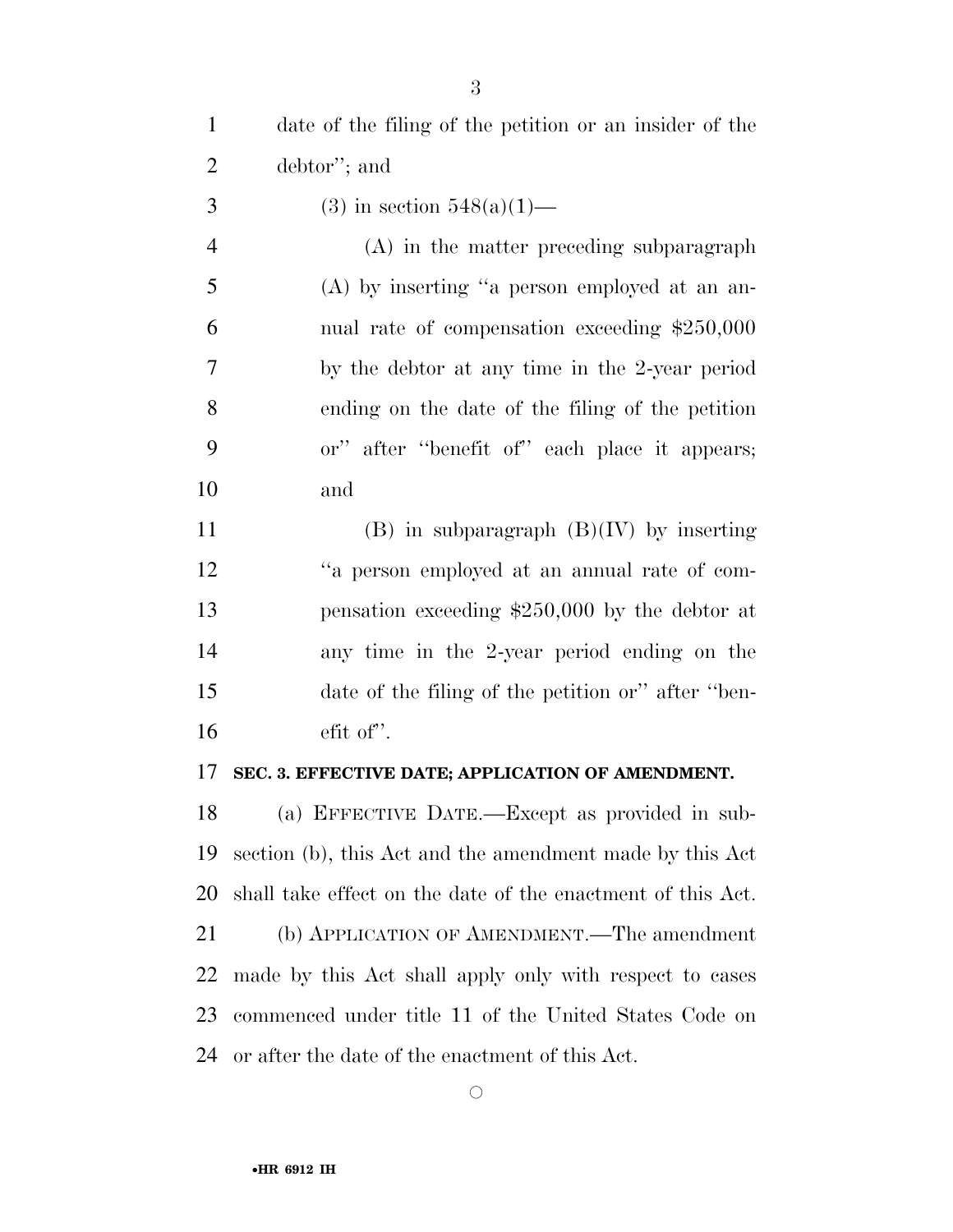date of the filing of the petition or an insider of the debtor''; and

(3) in section 548(a)(1)—

(A) in the matter preceding subparagraph (A) by inserting ''a person employed at an annual rate of compensation exceeding $250,000 by the debtor at any time in the 2-year period ending on the date of the filing of the petition or'' after ''benefit of'' each place it appears; and

(B) in subparagraph (B)(IV) by inserting ''a person employed at an annual rate of compensation exceeding $250,000 by the debtor at any time in the 2-year period ending on the date of the filing of the petition or'' after ''benefit of''.

**SEC. 3. EFFECTIVE DATE; APPLICATION OF AMENDMENT.**

(a) EFFECTIVE DATE.—Except as provided in subsection (b), this Act and the amendment made by this Act shall take effect on the date of the enactment of this Act.

(b) APPLICATION OF AMENDMENT.—The amendment made by this Act shall apply only with respect to cases commenced under title 11 of the United States Code on or after the date of the enactment of this Act.